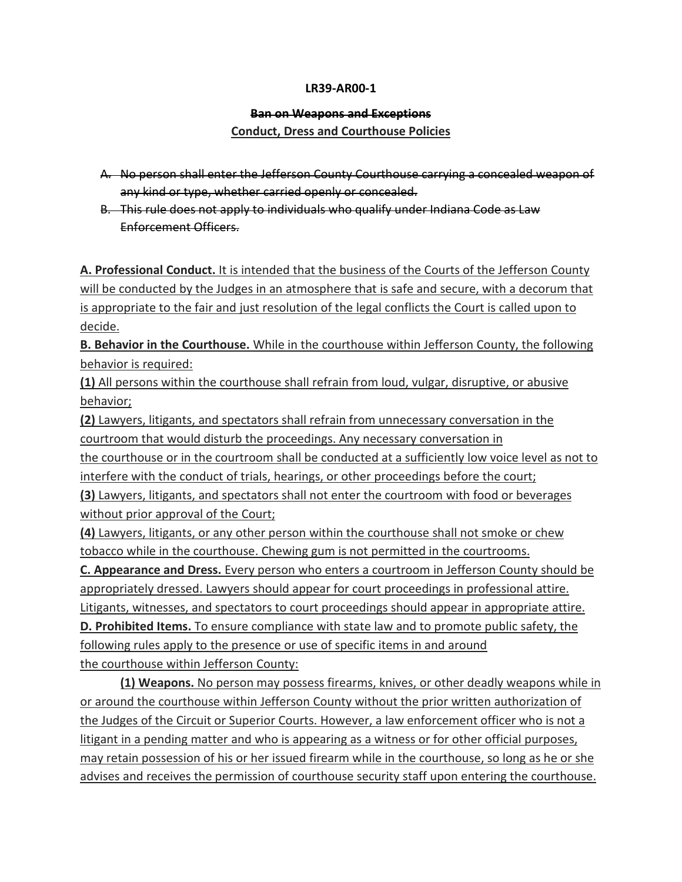**LR39-AR00-1**

~~**Ban on Weapons and Exceptions**~~

<u>**Conduct, Dress and Courthouse Policies**</u>

~~A. No person shall enter the Jefferson County Courthouse carrying a concealed weapon of any kind or type, whether carried openly or concealed.~~

~~B. This rule does not apply to individuals who qualify under Indiana Code as Law Enforcement Officers.~~

<u>**A. Professional Conduct.** It is intended that the business of the Courts of the Jefferson County will be conducted by the Judges in an atmosphere that is safe and secure, with a decorum that is appropriate to the fair and just resolution of the legal conflicts the Court is called upon to decide.</u>

<u>**B. Behavior in the Courthouse.** While in the courthouse within Jefferson County, the following behavior is required:</u>

<u>**(1)** All persons within the courthouse shall refrain from loud, vulgar, disruptive, or abusive behavior;</u>

<u>**(2)** Lawyers, litigants, and spectators shall refrain from unnecessary conversation in the courtroom that would disturb the proceedings. Any necessary conversation in the courthouse or in the courtroom shall be conducted at a sufficiently low voice level as not to interfere with the conduct of trials, hearings, or other proceedings before the court;</u>

<u>**(3)** Lawyers, litigants, and spectators shall not enter the courtroom with food or beverages without prior approval of the Court;</u>

<u>**(4)** Lawyers, litigants, or any other person within the courthouse shall not smoke or chew tobacco while in the courthouse. Chewing gum is not permitted in the courtrooms.</u>

<u>**C. Appearance and Dress.** Every person who enters a courtroom in Jefferson County should be appropriately dressed. Lawyers should appear for court proceedings in professional attire. Litigants, witnesses, and spectators to court proceedings should appear in appropriate attire.</u>

<u>**D. Prohibited Items.** To ensure compliance with state law and to promote public safety, the following rules apply to the presence or use of specific items in and around the courthouse within Jefferson County:</u>

<u>**(1) Weapons.** No person may possess firearms, knives, or other deadly weapons while in or around the courthouse within Jefferson County without the prior written authorization of the Judges of the Circuit or Superior Courts. However, a law enforcement officer who is not a litigant in a pending matter and who is appearing as a witness or for other official purposes, may retain possession of his or her issued firearm while in the courthouse, so long as he or she advises and receives the permission of courthouse security staff upon entering the courthouse.</u>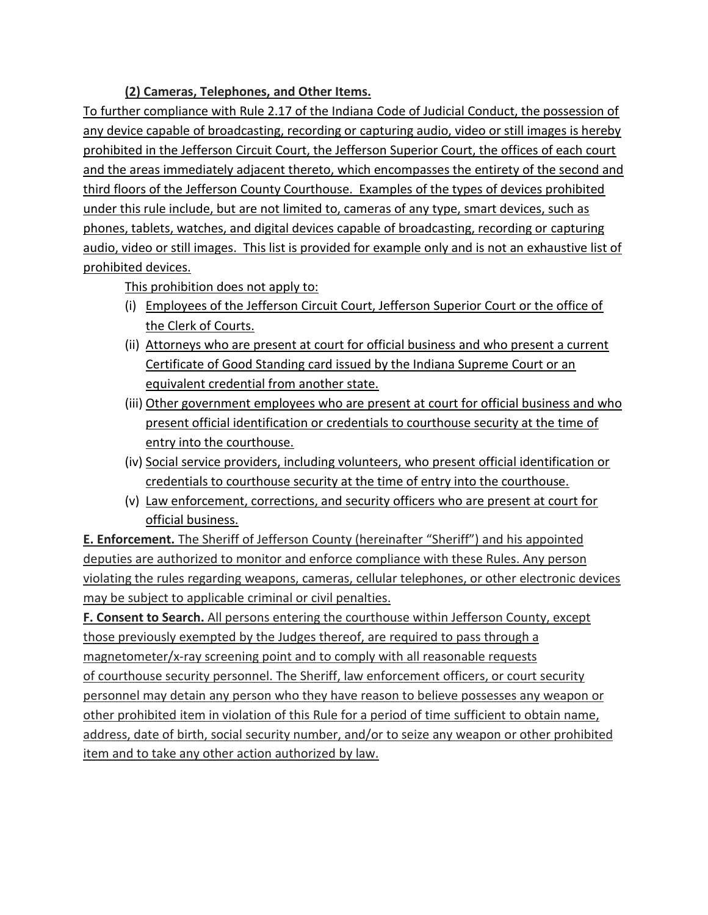**(2) Cameras, Telephones, and Other Items.**

To further compliance with Rule 2.17 of the Indiana Code of Judicial Conduct, the possession of any device capable of broadcasting, recording or capturing audio, video or still images is hereby prohibited in the Jefferson Circuit Court, the Jefferson Superior Court, the offices of each court and the areas immediately adjacent thereto, which encompasses the entirety of the second and third floors of the Jefferson County Courthouse. Examples of the types of devices prohibited under this rule include, but are not limited to, cameras of any type, smart devices, such as phones, tablets, watches, and digital devices capable of broadcasting, recording or capturing audio, video or still images. This list is provided for example only and is not an exhaustive list of prohibited devices.

This prohibition does not apply to:

(i) Employees of the Jefferson Circuit Court, Jefferson Superior Court or the office of the Clerk of Courts.

(ii) Attorneys who are present at court for official business and who present a current Certificate of Good Standing card issued by the Indiana Supreme Court or an equivalent credential from another state.

(iii) Other government employees who are present at court for official business and who present official identification or credentials to courthouse security at the time of entry into the courthouse.

(iv) Social service providers, including volunteers, who present official identification or credentials to courthouse security at the time of entry into the courthouse.

(v) Law enforcement, corrections, and security officers who are present at court for official business.

**E. Enforcement.** The Sheriff of Jefferson County (hereinafter "Sheriff") and his appointed deputies are authorized to monitor and enforce compliance with these Rules. Any person violating the rules regarding weapons, cameras, cellular telephones, or other electronic devices may be subject to applicable criminal or civil penalties.

**F. Consent to Search.** All persons entering the courthouse within Jefferson County, except those previously exempted by the Judges thereof, are required to pass through a magnetometer/x-ray screening point and to comply with all reasonable requests of courthouse security personnel. The Sheriff, law enforcement officers, or court security personnel may detain any person who they have reason to believe possesses any weapon or other prohibited item in violation of this Rule for a period of time sufficient to obtain name, address, date of birth, social security number, and/or to seize any weapon or other prohibited item and to take any other action authorized by law.